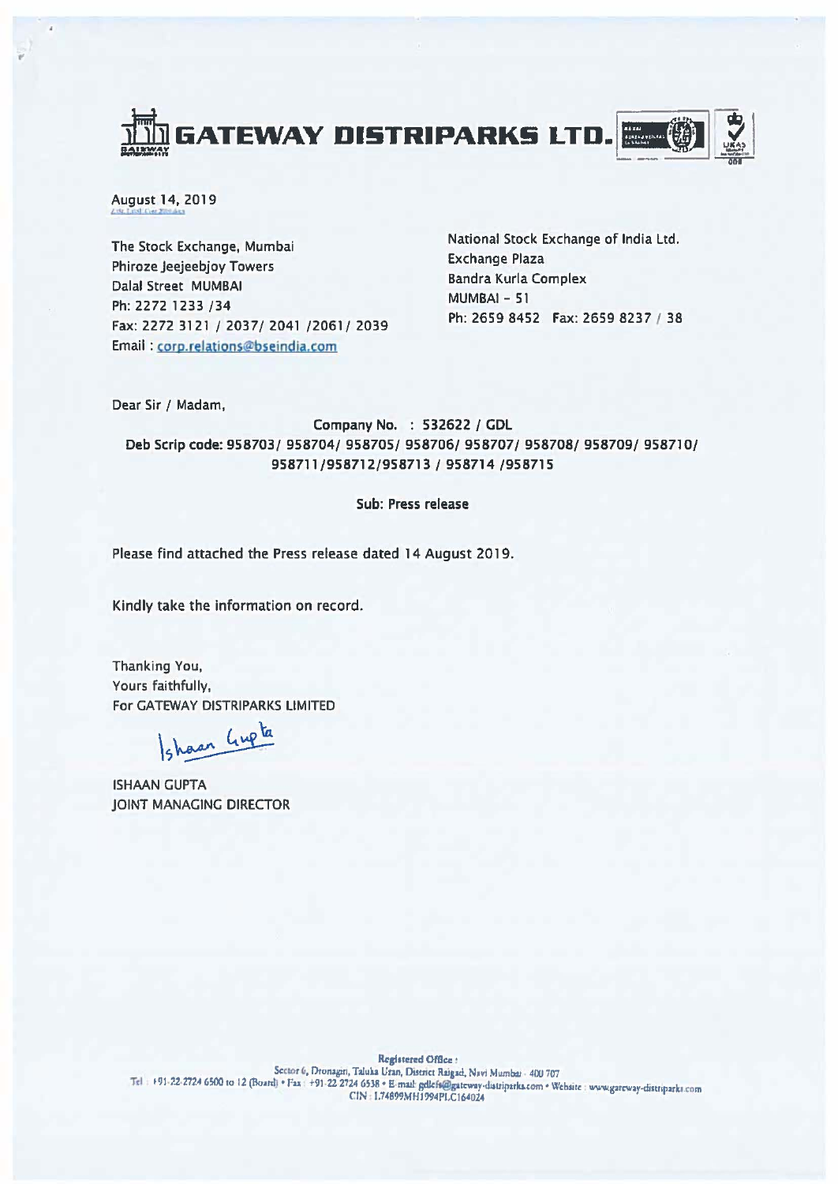# GATEWAY DISTRIPARKS LTD.

August 14, 2019

The Stock Exchange, Mumbai
Phiroze Jeejeebjoy Towers
Dalal Street MUMBAI
Ph: 2272 1233 /34
Fax: 2272 3121 / 2037/ 2041 /2061/ 2039
Email : corp.relations@bseindia.com

National Stock Exchange of India Ltd.
Exchange Plaza
Bandra Kurla Complex
MUMBAI – 51
Ph: 2659 8452 Fax: 2659 8237 / 38

Dear Sir / Madam,

**Company No. : 532622 / GDL**
**Deb Scrip code: 958703/ 958704/ 958705/ 958706/ 958707/ 958708/ 958709/ 958710/ 958711/958712/958713 / 958714 /958715**

**Sub: Press release**

Please find attached the Press release dated 14 August 2019.

Kindly take the information on record.

Thanking You,
Yours faithfully,
For GATEWAY DISTRIPARKS LIMITED

Ishaan Gupta

ISHAAN GUPTA
JOINT MANAGING DIRECTOR

Registered Office :
Sector 6, Dronagiri, Taluka Uran, District Raigad, Navi Mumbai - 400 707
Tel : +91-22-2724 6500 to 12 (Board) • Fax : +91-22 2724 6538 • E-mail: gdlcfs@gateway-distriparks.com • Website : www.gateway-distriparks.com
CIN : L74899MH1994PLC164024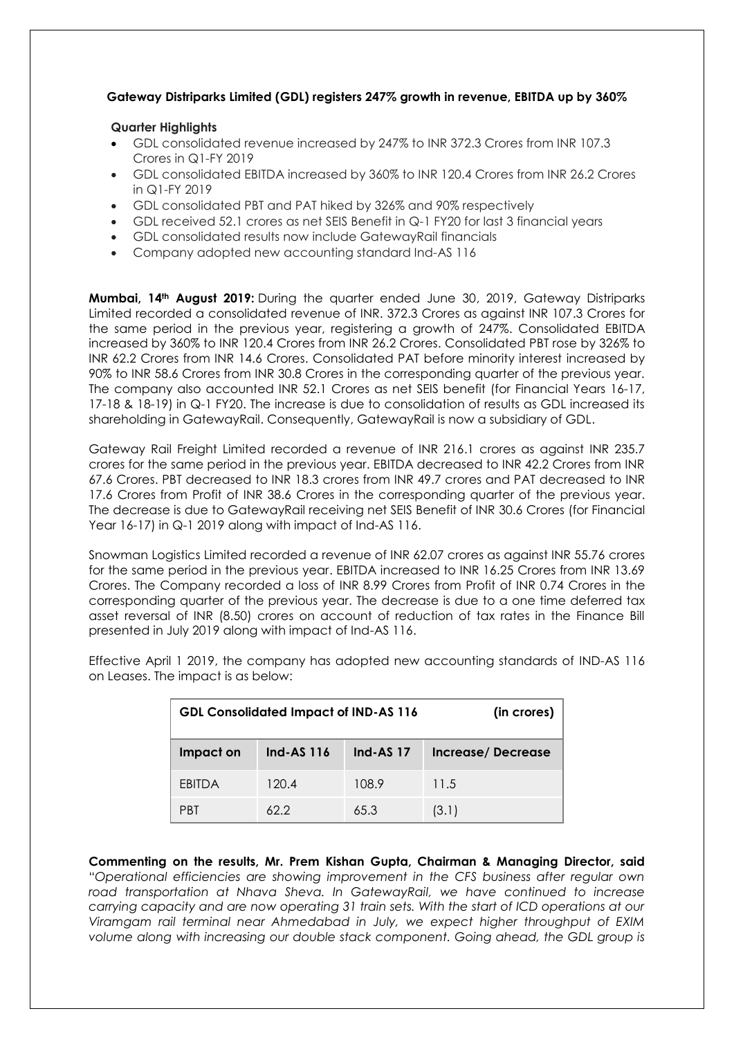**Gateway Distriparks Limited (GDL) registers 247% growth in revenue, EBITDA up by 360%**

**Quarter Highlights**

- GDL consolidated revenue increased by 247% to INR 372.3 Crores from INR 107.3 Crores in Q1-FY 2019
- GDL consolidated EBITDA increased by 360% to INR 120.4 Crores from INR 26.2 Crores in Q1-FY 2019
- GDL consolidated PBT and PAT hiked by 326% and 90% respectively
- GDL received 52.1 crores as net SEIS Benefit in Q-1 FY20 for last 3 financial years
- GDL consolidated results now include GatewayRail financials
- Company adopted new accounting standard Ind-AS 116

**Mumbai, 14th August 2019:** During the quarter ended June 30, 2019, Gateway Distriparks Limited recorded a consolidated revenue of INR. 372.3 Crores as against INR 107.3 Crores for the same period in the previous year, registering a growth of 247%. Consolidated EBITDA increased by 360% to INR 120.4 Crores from INR 26.2 Crores. Consolidated PBT rose by 326% to INR 62.2 Crores from INR 14.6 Crores. Consolidated PAT before minority interest increased by 90% to INR 58.6 Crores from INR 30.8 Crores in the corresponding quarter of the previous year. The company also accounted INR 52.1 Crores as net SEIS benefit (for Financial Years 16-17, 17-18 & 18-19) in Q-1 FY20. The increase is due to consolidation of results as GDL increased its shareholding in GatewayRail. Consequently, GatewayRail is now a subsidiary of GDL.

Gateway Rail Freight Limited recorded a revenue of INR 216.1 crores as against INR 235.7 crores for the same period in the previous year. EBITDA decreased to INR 42.2 Crores from INR 67.6 Crores. PBT decreased to INR 18.3 crores from INR 49.7 crores and PAT decreased to INR 17.6 Crores from Profit of INR 38.6 Crores in the corresponding quarter of the previous year. The decrease is due to GatewayRail receiving net SEIS Benefit of INR 30.6 Crores (for Financial Year 16-17) in Q-1 2019 along with impact of Ind-AS 116.

Snowman Logistics Limited recorded a revenue of INR 62.07 crores as against INR 55.76 crores for the same period in the previous year. EBITDA increased to INR 16.25 Crores from INR 13.69 Crores. The Company recorded a loss of INR 8.99 Crores from Profit of INR 0.74 Crores in the corresponding quarter of the previous year. The decrease is due to a one time deferred tax asset reversal of INR (8.50) crores on account of reduction of tax rates in the Finance Bill presented in July 2019 along with impact of Ind-AS 116.

Effective April 1 2019, the company has adopted new accounting standards of IND-AS 116 on Leases. The impact is as below:

| GDL Consolidated Impact of IND-AS 116 | | | (in crores) |
|---|---|---|---|
| Impact on | Ind-AS 116 | Ind-AS 17 | Increase/ Decrease |
| EBITDA | 120.4 | 108.9 | 11.5 |
| PBT | 62.2 | 65.3 | (3.1) |

**Commenting on the results, Mr. Prem Kishan Gupta, Chairman & Managing Director, said** "*Operational efficiencies are showing improvement in the CFS business after regular own road transportation at Nhava Sheva. In GatewayRail, we have continued to increase carrying capacity and are now operating 31 train sets. With the start of ICD operations at our Viramgam rail terminal near Ahmedabad in July, we expect higher throughput of EXIM volume along with increasing our double stack component. Going ahead, the GDL group is*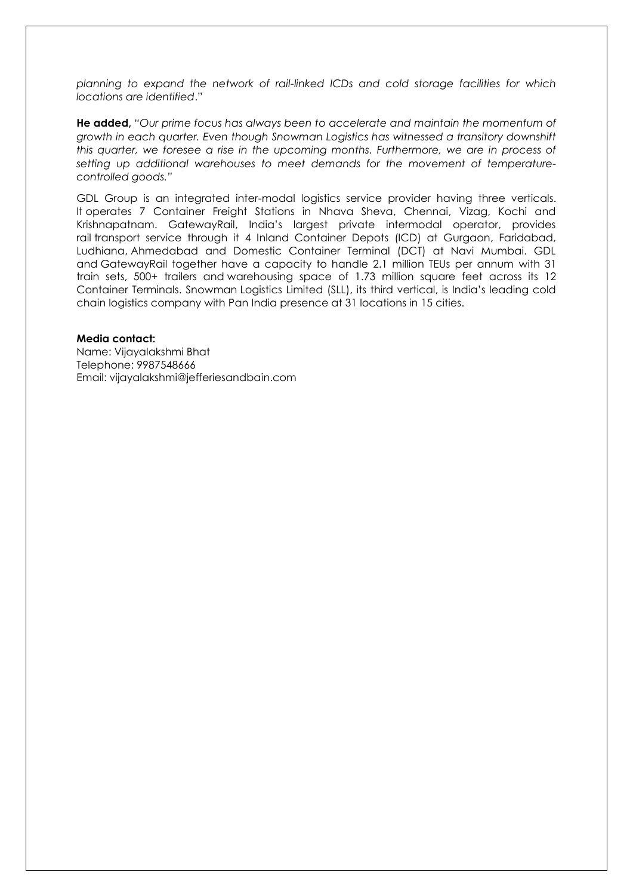*planning to expand the network of rail-linked ICDs and cold storage facilities for which locations are identified*."

**He added,** *"Our prime focus has always been to accelerate and maintain the momentum of growth in each quarter. Even though Snowman Logistics has witnessed a transitory downshift this quarter, we foresee a rise in the upcoming months. Furthermore, we are in process of setting up additional warehouses to meet demands for the movement of temperature-controlled goods."*

GDL Group is an integrated inter-modal logistics service provider having three verticals. It operates 7 Container Freight Stations in Nhava Sheva, Chennai, Vizag, Kochi and Krishnapatnam. GatewayRail, India's largest private intermodal operator, provides rail transport service through it 4 Inland Container Depots (ICD) at Gurgaon, Faridabad, Ludhiana, Ahmedabad and Domestic Container Terminal (DCT) at Navi Mumbai. GDL and GatewayRail together have a capacity to handle 2.1 million TEUs per annum with 31 train sets, 500+ trailers and warehousing space of 1.73 million square feet across its 12 Container Terminals. Snowman Logistics Limited (SLL), its third vertical, is India's leading cold chain logistics company with Pan India presence at 31 locations in 15 cities.

**Media contact:**
Name: Vijayalakshmi Bhat
Telephone: 9987548666
Email: vijayalakshmi@jefferiesandbain.com